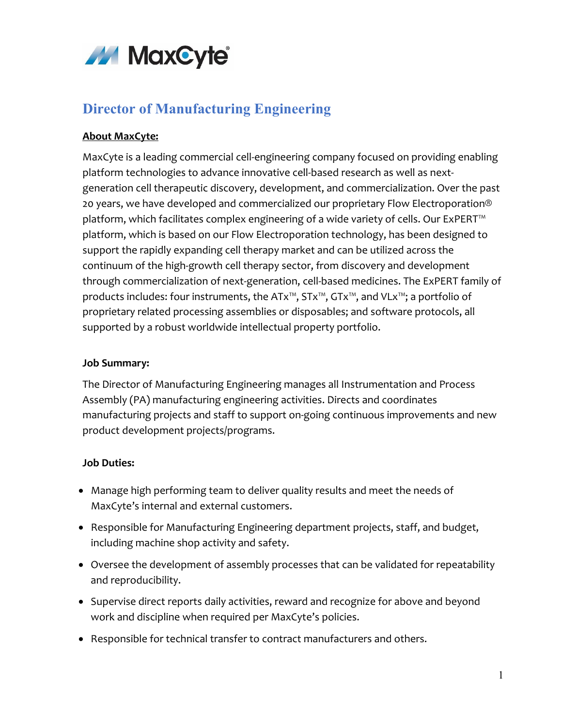MaxCyte®

# Director of Manufacturing Engineering

**About MaxCyte:**

MaxCyte is a leading commercial cell-engineering company focused on providing enabling platform technologies to advance innovative cell-based research as well as next-generation cell therapeutic discovery, development, and commercialization. Over the past 20 years, we have developed and commercialized our proprietary Flow Electroporation® platform, which facilitates complex engineering of a wide variety of cells. Our ExPERT™ platform, which is based on our Flow Electroporation technology, has been designed to support the rapidly expanding cell therapy market and can be utilized across the continuum of the high-growth cell therapy sector, from discovery and development through commercialization of next-generation, cell-based medicines. The ExPERT family of products includes: four instruments, the ATx™, STx™, GTx™, and VLx™; a portfolio of proprietary related processing assemblies or disposables; and software protocols, all supported by a robust worldwide intellectual property portfolio.

**Job Summary:**

The Director of Manufacturing Engineering manages all Instrumentation and Process Assembly (PA) manufacturing engineering activities. Directs and coordinates manufacturing projects and staff to support on-going continuous improvements and new product development projects/programs.

**Job Duties:**

- Manage high performing team to deliver quality results and meet the needs of MaxCyte's internal and external customers.
- Responsible for Manufacturing Engineering department projects, staff, and budget, including machine shop activity and safety.
- Oversee the development of assembly processes that can be validated for repeatability and reproducibility.
- Supervise direct reports daily activities, reward and recognize for above and beyond work and discipline when required per MaxCyte's policies.
- Responsible for technical transfer to contract manufacturers and others.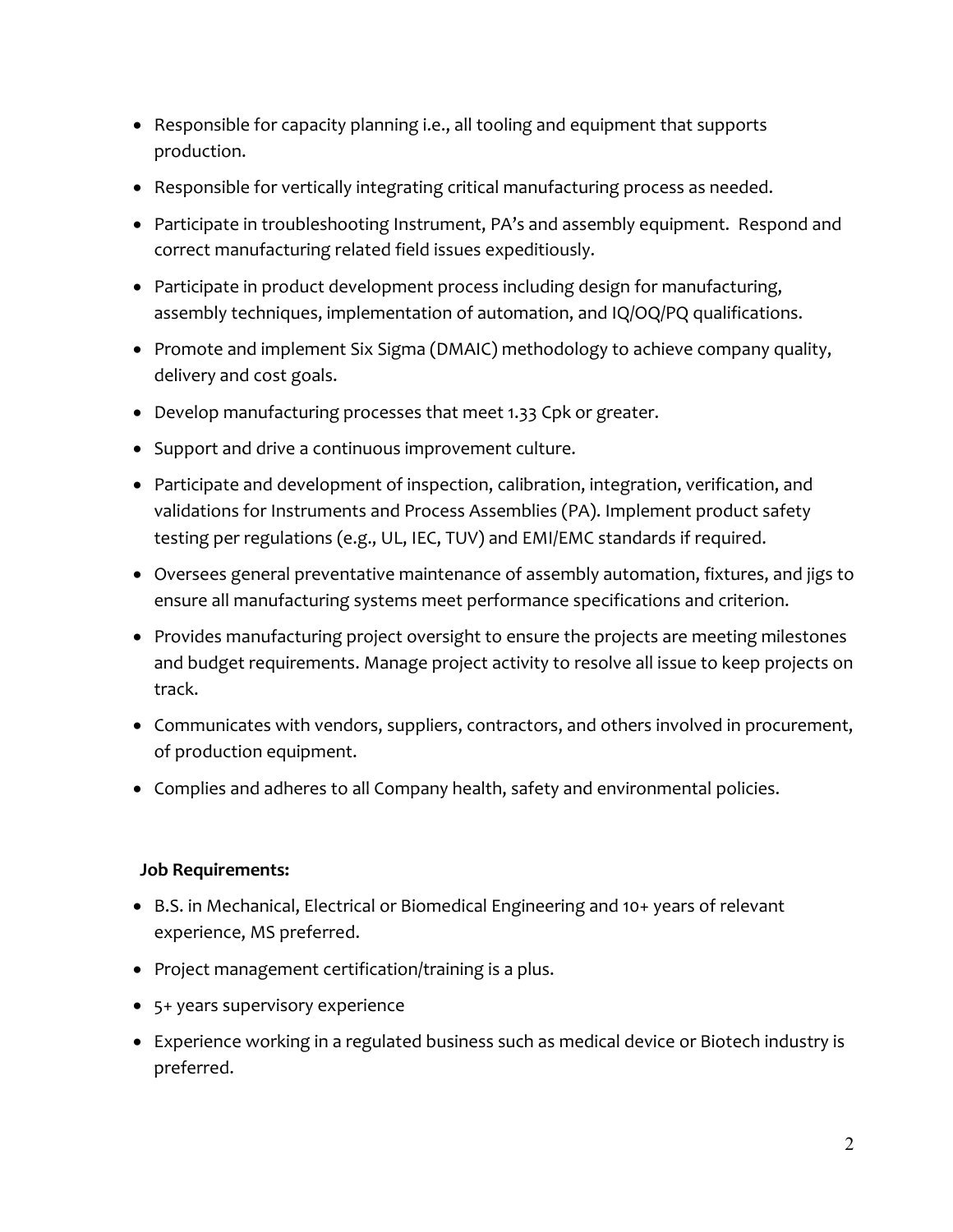- Responsible for capacity planning i.e., all tooling and equipment that supports production.
- Responsible for vertically integrating critical manufacturing process as needed.
- Participate in troubleshooting Instrument, PA's and assembly equipment. Respond and correct manufacturing related field issues expeditiously.
- Participate in product development process including design for manufacturing, assembly techniques, implementation of automation, and IQ/OQ/PQ qualifications.
- Promote and implement Six Sigma (DMAIC) methodology to achieve company quality, delivery and cost goals.
- Develop manufacturing processes that meet 1.33 Cpk or greater.
- Support and drive a continuous improvement culture.
- Participate and development of inspection, calibration, integration, verification, and validations for Instruments and Process Assemblies (PA). Implement product safety testing per regulations (e.g., UL, IEC, TUV) and EMI/EMC standards if required.
- Oversees general preventative maintenance of assembly automation, fixtures, and jigs to ensure all manufacturing systems meet performance specifications and criterion.
- Provides manufacturing project oversight to ensure the projects are meeting milestones and budget requirements. Manage project activity to resolve all issue to keep projects on track.
- Communicates with vendors, suppliers, contractors, and others involved in procurement, of production equipment.
- Complies and adheres to all Company health, safety and environmental policies.

**Job Requirements:**

- B.S. in Mechanical, Electrical or Biomedical Engineering and 10+ years of relevant experience, MS preferred.
- Project management certification/training is a plus.
- 5+ years supervisory experience
- Experience working in a regulated business such as medical device or Biotech industry is preferred.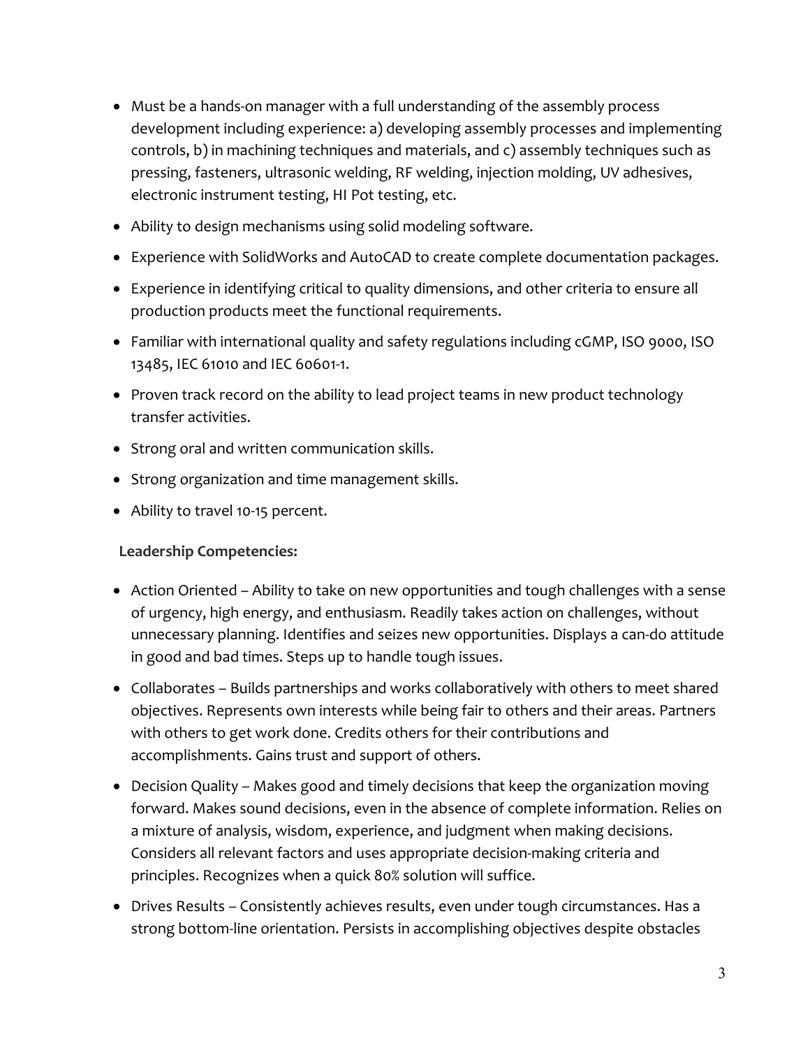- Must be a hands-on manager with a full understanding of the assembly process development including experience: a) developing assembly processes and implementing controls, b) in machining techniques and materials, and c) assembly techniques such as pressing, fasteners, ultrasonic welding, RF welding, injection molding, UV adhesives, electronic instrument testing, HI Pot testing, etc.
- Ability to design mechanisms using solid modeling software.
- Experience with SolidWorks and AutoCAD to create complete documentation packages.
- Experience in identifying critical to quality dimensions, and other criteria to ensure all production products meet the functional requirements.
- Familiar with international quality and safety regulations including cGMP, ISO 9000, ISO 13485, IEC 61010 and IEC 60601-1.
- Proven track record on the ability to lead project teams in new product technology transfer activities.
- Strong oral and written communication skills.
- Strong organization and time management skills.
- Ability to travel 10-15 percent.

**Leadership Competencies:**

- Action Oriented – Ability to take on new opportunities and tough challenges with a sense of urgency, high energy, and enthusiasm. Readily takes action on challenges, without unnecessary planning. Identifies and seizes new opportunities. Displays a can-do attitude in good and bad times. Steps up to handle tough issues.
- Collaborates – Builds partnerships and works collaboratively with others to meet shared objectives. Represents own interests while being fair to others and their areas. Partners with others to get work done. Credits others for their contributions and accomplishments. Gains trust and support of others.
- Decision Quality – Makes good and timely decisions that keep the organization moving forward. Makes sound decisions, even in the absence of complete information. Relies on a mixture of analysis, wisdom, experience, and judgment when making decisions. Considers all relevant factors and uses appropriate decision-making criteria and principles. Recognizes when a quick 80% solution will suffice.
- Drives Results – Consistently achieves results, even under tough circumstances. Has a strong bottom-line orientation. Persists in accomplishing objectives despite obstacles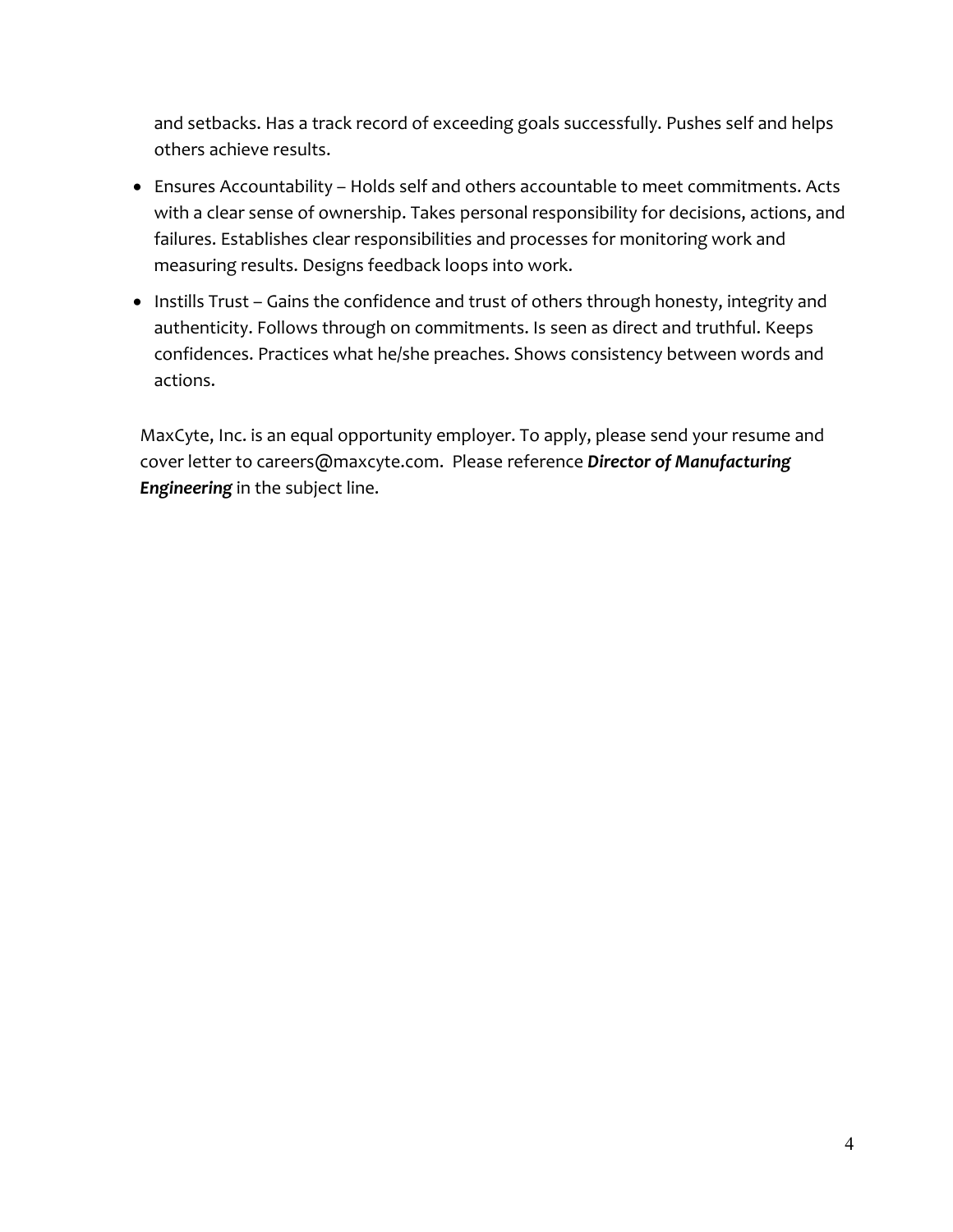and setbacks. Has a track record of exceeding goals successfully. Pushes self and helps others achieve results.

- Ensures Accountability – Holds self and others accountable to meet commitments. Acts with a clear sense of ownership. Takes personal responsibility for decisions, actions, and failures. Establishes clear responsibilities and processes for monitoring work and measuring results. Designs feedback loops into work.
- Instills Trust – Gains the confidence and trust of others through honesty, integrity and authenticity. Follows through on commitments. Is seen as direct and truthful. Keeps confidences. Practices what he/she preaches. Shows consistency between words and actions.

MaxCyte, Inc. is an equal opportunity employer. To apply, please send your resume and cover letter to careers@maxcyte.com. Please reference ***Director of Manufacturing Engineering*** in the subject line.